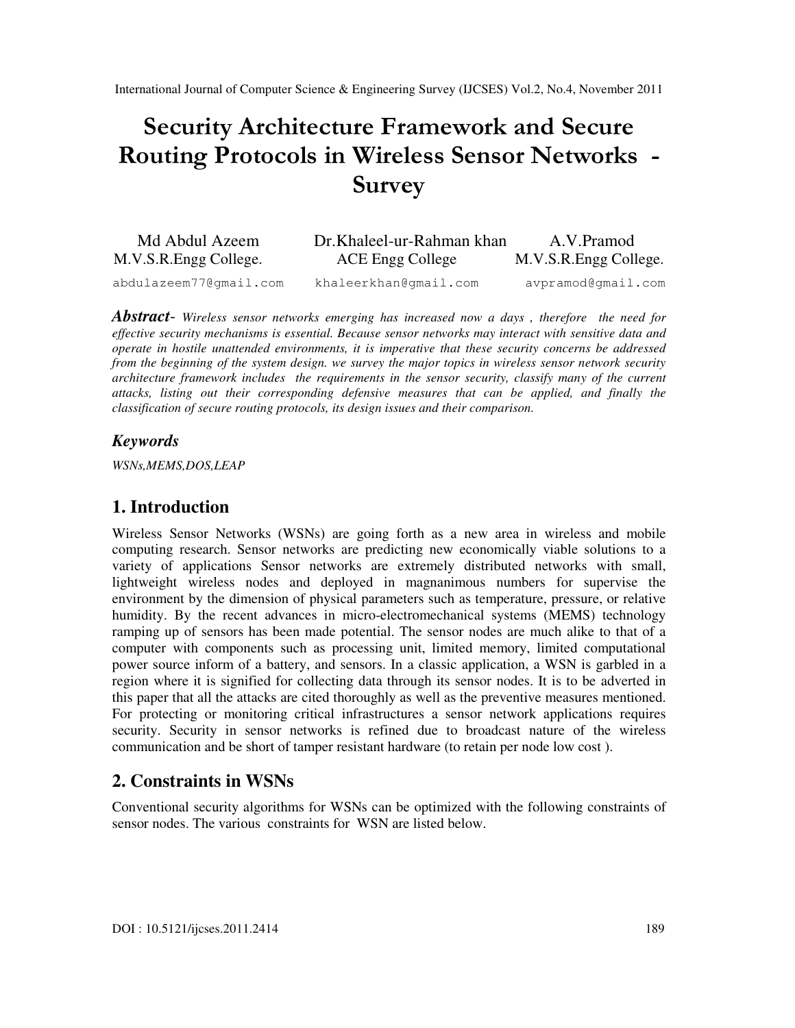# Security Architecture Framework and Secure Routing Protocols in Wireless Sensor Networks - Survey

| Md Abdul Azeem | Dr.Khaleel-ur-Rahman khan | A.V.Pramod |
|---|---|---|
| M.V.S.R.Engg College. | ACE Engg College | M.V.S.R.Engg College. |
| abdulazeem77@gmail.com | khaleerkhan@gmail.com | avpramod@gmail.com |

***Abstract***- *Wireless sensor networks emerging has increased now a days , therefore the need for effective security mechanisms is essential. Because sensor networks may interact with sensitive data and operate in hostile unattended environments, it is imperative that these security concerns be addressed from the beginning of the system design. we survey the major topics in wireless sensor network security architecture framework includes the requirements in the sensor security, classify many of the current attacks, listing out their corresponding defensive measures that can be applied, and finally the classification of secure routing protocols, its design issues and their comparison.*

### *Keywords*

*WSNs,MEMS,DOS,LEAP*

## 1. Introduction

Wireless Sensor Networks (WSNs) are going forth as a new area in wireless and mobile computing research. Sensor networks are predicting new economically viable solutions to a variety of applications Sensor networks are extremely distributed networks with small, lightweight wireless nodes and deployed in magnanimous numbers for supervise the environment by the dimension of physical parameters such as temperature, pressure, or relative humidity. By the recent advances in micro-electromechanical systems (MEMS) technology ramping up of sensors has been made potential. The sensor nodes are much alike to that of a computer with components such as processing unit, limited memory, limited computational power source inform of a battery, and sensors. In a classic application, a WSN is garbled in a region where it is signified for collecting data through its sensor nodes. It is to be adverted in this paper that all the attacks are cited thoroughly as well as the preventive measures mentioned. For protecting or monitoring critical infrastructures a sensor network applications requires security. Security in sensor networks is refined due to broadcast nature of the wireless communication and be short of tamper resistant hardware (to retain per node low cost ).

## 2. Constraints in WSNs

Conventional security algorithms for WSNs can be optimized with the following constraints of sensor nodes. The various constraints for WSN are listed below.

DOI : 10.5121/ijcses.2011.2414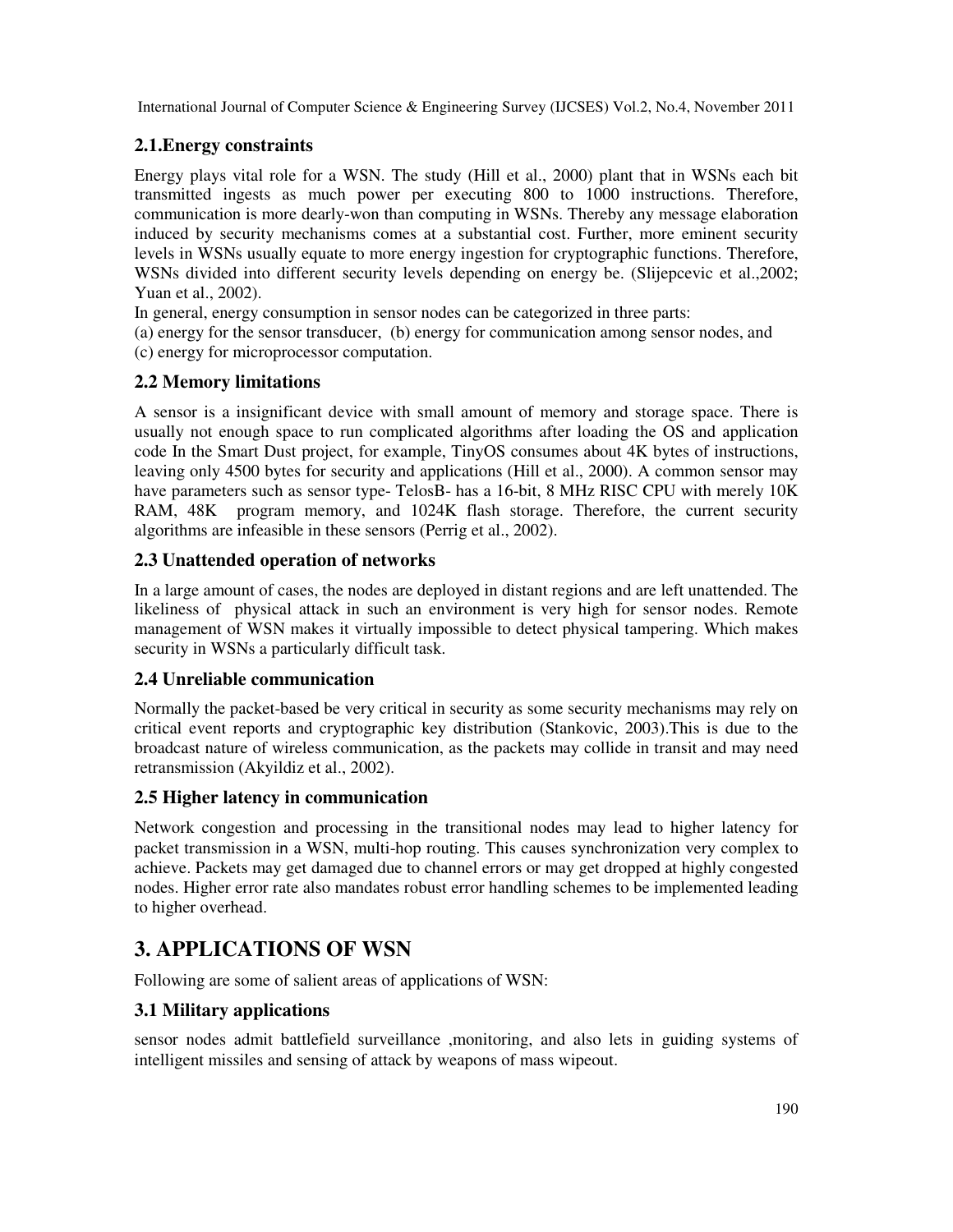### 2.1.Energy constraints

Energy plays vital role for a WSN. The study (Hill et al., 2000) plant that in WSNs each bit transmitted ingests as much power per executing 800 to 1000 instructions. Therefore, communication is more dearly-won than computing in WSNs. Thereby any message elaboration induced by security mechanisms comes at a substantial cost. Further, more eminent security levels in WSNs usually equate to more energy ingestion for cryptographic functions. Therefore, WSNs divided into different security levels depending on energy be. (Slijepcevic et al.,2002; Yuan et al., 2002).

In general, energy consumption in sensor nodes can be categorized in three parts:

(a) energy for the sensor transducer, (b) energy for communication among sensor nodes, and
(c) energy for microprocessor computation.

### 2.2 Memory limitations

A sensor is a insignificant device with small amount of memory and storage space. There is usually not enough space to run complicated algorithms after loading the OS and application code In the Smart Dust project, for example, TinyOS consumes about 4K bytes of instructions, leaving only 4500 bytes for security and applications (Hill et al., 2000). A common sensor may have parameters such as sensor type- TelosB- has a 16-bit, 8 MHz RISC CPU with merely 10K RAM, 48K program memory, and 1024K flash storage. Therefore, the current security algorithms are infeasible in these sensors (Perrig et al., 2002).

### 2.3 Unattended operation of networks

In a large amount of cases, the nodes are deployed in distant regions and are left unattended. The likeliness of physical attack in such an environment is very high for sensor nodes. Remote management of WSN makes it virtually impossible to detect physical tampering. Which makes security in WSNs a particularly difficult task.

### 2.4 Unreliable communication

Normally the packet-based be very critical in security as some security mechanisms may rely on critical event reports and cryptographic key distribution (Stankovic, 2003).This is due to the broadcast nature of wireless communication, as the packets may collide in transit and may need retransmission (Akyildiz et al., 2002).

### 2.5 Higher latency in communication

Network congestion and processing in the transitional nodes may lead to higher latency for packet transmission in a WSN, multi-hop routing. This causes synchronization very complex to achieve. Packets may get damaged due to channel errors or may get dropped at highly congested nodes. Higher error rate also mandates robust error handling schemes to be implemented leading to higher overhead.

## 3. APPLICATIONS OF WSN

Following are some of salient areas of applications of WSN:

### 3.1 Military applications

sensor nodes admit battlefield surveillance ,monitoring, and also lets in guiding systems of intelligent missiles and sensing of attack by weapons of mass wipeout.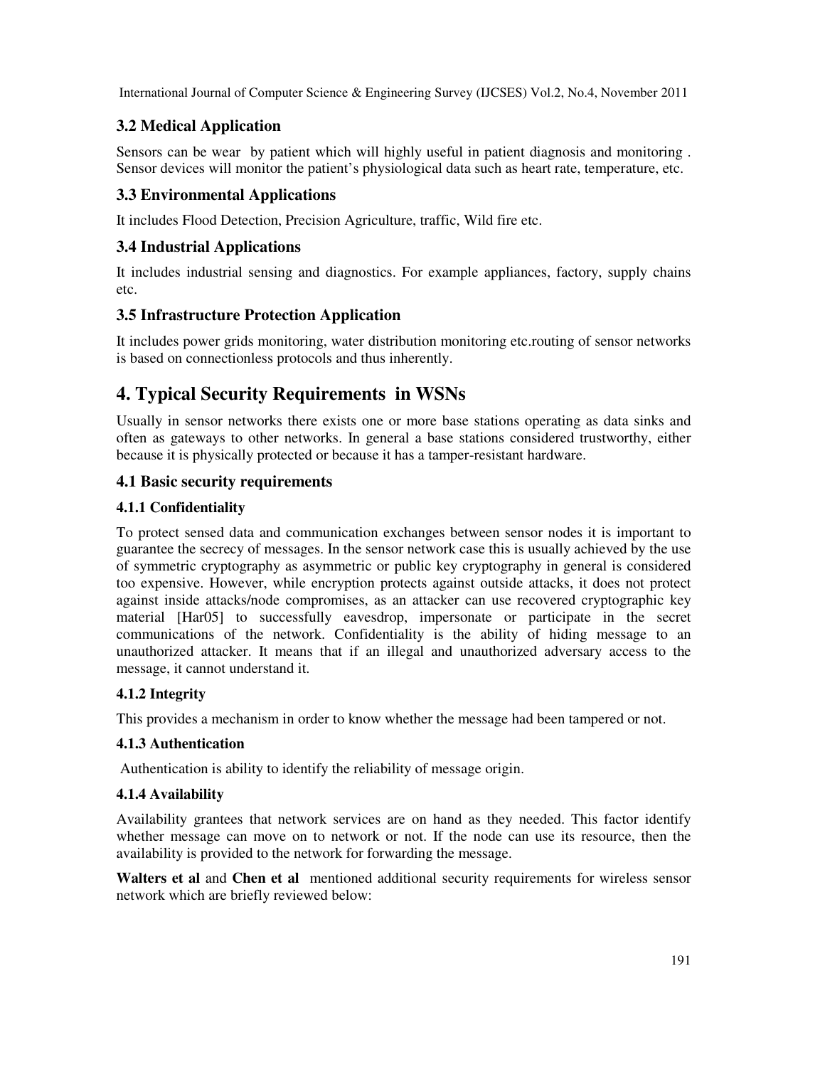### 3.2 Medical Application

Sensors can be wear by patient which will highly useful in patient diagnosis and monitoring . Sensor devices will monitor the patient's physiological data such as heart rate, temperature, etc.

### 3.3 Environmental Applications

It includes Flood Detection, Precision Agriculture, traffic, Wild fire etc.

### 3.4 Industrial Applications

It includes industrial sensing and diagnostics. For example appliances, factory, supply chains etc.

### 3.5 Infrastructure Protection Application

It includes power grids monitoring, water distribution monitoring etc.routing of sensor networks is based on connectionless protocols and thus inherently.

# 4. Typical Security Requirements in WSNs

Usually in sensor networks there exists one or more base stations operating as data sinks and often as gateways to other networks. In general a base stations considered trustworthy, either because it is physically protected or because it has a tamper-resistant hardware.

### 4.1 Basic security requirements

#### 4.1.1 Confidentiality

To protect sensed data and communication exchanges between sensor nodes it is important to guarantee the secrecy of messages. In the sensor network case this is usually achieved by the use of symmetric cryptography as asymmetric or public key cryptography in general is considered too expensive. However, while encryption protects against outside attacks, it does not protect against inside attacks/node compromises, as an attacker can use recovered cryptographic key material [Har05] to successfully eavesdrop, impersonate or participate in the secret communications of the network. Confidentiality is the ability of hiding message to an unauthorized attacker. It means that if an illegal and unauthorized adversary access to the message, it cannot understand it.

#### 4.1.2 Integrity

This provides a mechanism in order to know whether the message had been tampered or not.

#### 4.1.3 Authentication

Authentication is ability to identify the reliability of message origin.

#### 4.1.4 Availability

Availability grantees that network services are on hand as they needed. This factor identify whether message can move on to network or not. If the node can use its resource, then the availability is provided to the network for forwarding the message.

**Walters et al** and **Chen et al** mentioned additional security requirements for wireless sensor network which are briefly reviewed below: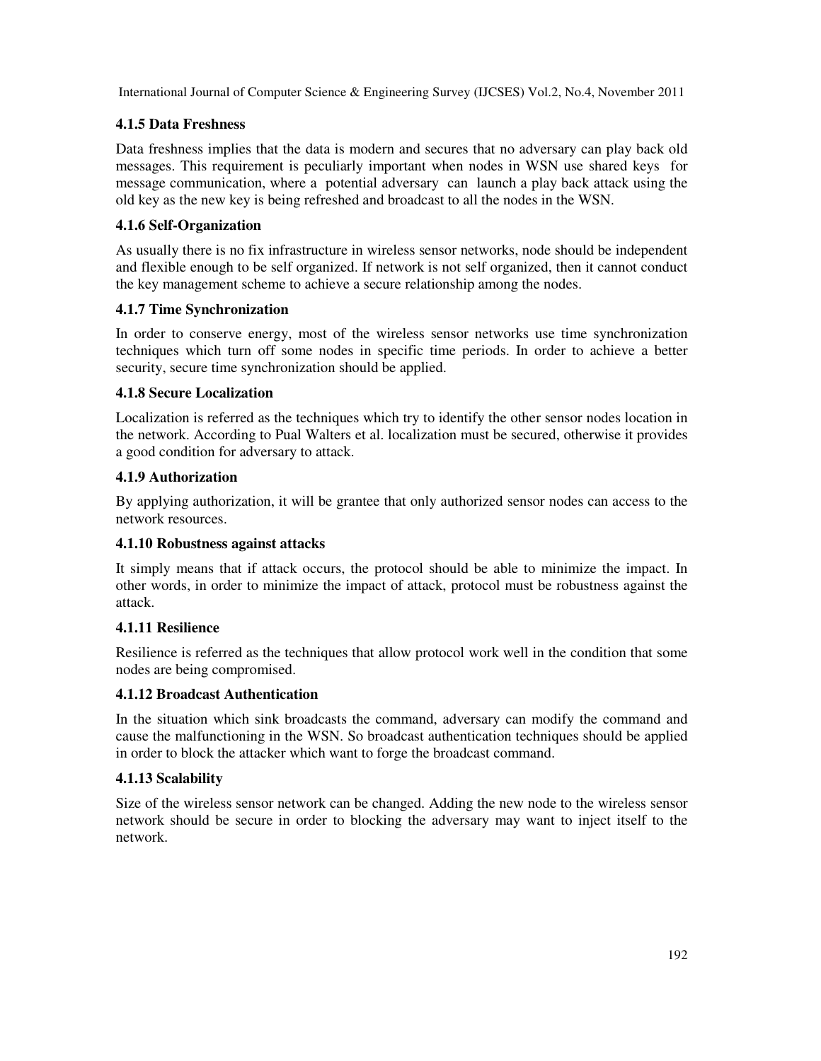#### 4.1.5 Data Freshness

Data freshness implies that the data is modern and secures that no adversary can play back old messages. This requirement is peculiarly important when nodes in WSN use shared keys for message communication, where a potential adversary can launch a play back attack using the old key as the new key is being refreshed and broadcast to all the nodes in the WSN.

#### 4.1.6 Self-Organization

As usually there is no fix infrastructure in wireless sensor networks, node should be independent and flexible enough to be self organized. If network is not self organized, then it cannot conduct the key management scheme to achieve a secure relationship among the nodes.

#### 4.1.7 Time Synchronization

In order to conserve energy, most of the wireless sensor networks use time synchronization techniques which turn off some nodes in specific time periods. In order to achieve a better security, secure time synchronization should be applied.

#### 4.1.8 Secure Localization

Localization is referred as the techniques which try to identify the other sensor nodes location in the network. According to Pual Walters et al. localization must be secured, otherwise it provides a good condition for adversary to attack.

#### 4.1.9 Authorization

By applying authorization, it will be grantee that only authorized sensor nodes can access to the network resources.

#### 4.1.10 Robustness against attacks

It simply means that if attack occurs, the protocol should be able to minimize the impact. In other words, in order to minimize the impact of attack, protocol must be robustness against the attack.

#### 4.1.11 Resilience

Resilience is referred as the techniques that allow protocol work well in the condition that some nodes are being compromised.

#### 4.1.12 Broadcast Authentication

In the situation which sink broadcasts the command, adversary can modify the command and cause the malfunctioning in the WSN. So broadcast authentication techniques should be applied in order to block the attacker which want to forge the broadcast command.

#### 4.1.13 Scalability

Size of the wireless sensor network can be changed. Adding the new node to the wireless sensor network should be secure in order to blocking the adversary may want to inject itself to the network.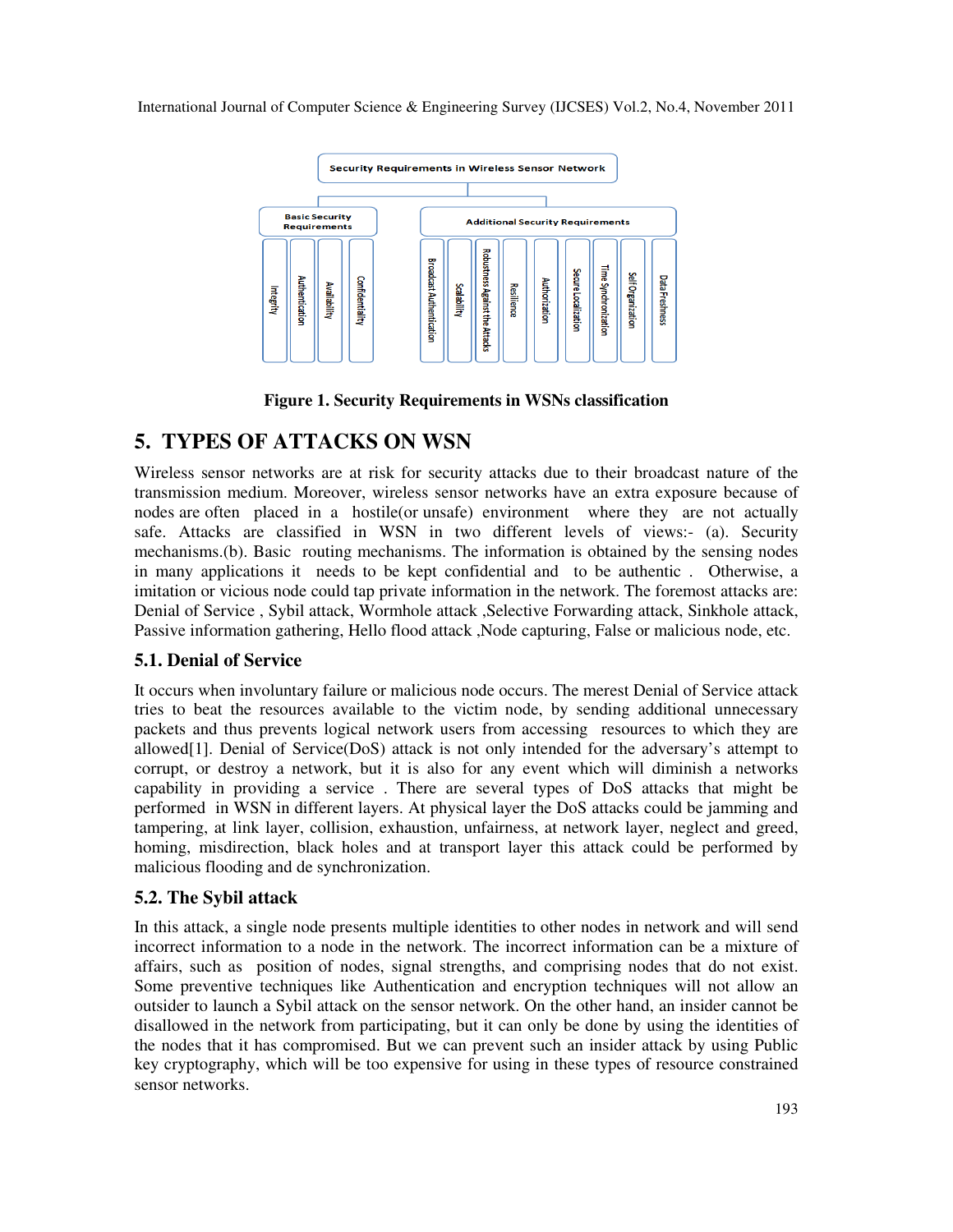- Security Requirements in Wireless Sensor Network
  - Basic Security Requirements
    - Integrity
    - Authentication
    - Availability
    - Confidentiality
  - Additional Security Requirements
    - Broadcast Authentication
    - Scalability
    - Robustness Against the Attacks
    - Resilience
    - Authorization
    - Secure Localization
    - Time Synchronization
    - Self Organization
    - Data Freshness

**Figure 1. Security Requirements in WSNs classification**

# 5. TYPES OF ATTACKS ON WSN

Wireless sensor networks are at risk for security attacks due to their broadcast nature of the transmission medium. Moreover, wireless sensor networks have an extra exposure because of nodes are often placed in a hostile(or unsafe) environment where they are not actually safe. Attacks are classified in WSN in two different levels of views:- (a). Security mechanisms.(b). Basic routing mechanisms. The information is obtained by the sensing nodes in many applications it needs to be kept confidential and to be authentic . Otherwise, a imitation or vicious node could tap private information in the network. The foremost attacks are: Denial of Service , Sybil attack, Wormhole attack ,Selective Forwarding attack, Sinkhole attack, Passive information gathering, Hello flood attack ,Node capturing, False or malicious node, etc.

## 5.1. Denial of Service

It occurs when involuntary failure or malicious node occurs. The merest Denial of Service attack tries to beat the resources available to the victim node, by sending additional unnecessary packets and thus prevents logical network users from accessing resources to which they are allowed[1]. Denial of Service(DoS) attack is not only intended for the adversary's attempt to corrupt, or destroy a network, but it is also for any event which will diminish a networks capability in providing a service . There are several types of DoS attacks that might be performed in WSN in different layers. At physical layer the DoS attacks could be jamming and tampering, at link layer, collision, exhaustion, unfairness, at network layer, neglect and greed, homing, misdirection, black holes and at transport layer this attack could be performed by malicious flooding and de synchronization.

## 5.2. The Sybil attack

In this attack, a single node presents multiple identities to other nodes in network and will send incorrect information to a node in the network. The incorrect information can be a mixture of affairs, such as position of nodes, signal strengths, and comprising nodes that do not exist. Some preventive techniques like Authentication and encryption techniques will not allow an outsider to launch a Sybil attack on the sensor network. On the other hand, an insider cannot be disallowed in the network from participating, but it can only be done by using the identities of the nodes that it has compromised. But we can prevent such an insider attack by using Public key cryptography, which will be too expensive for using in these types of resource constrained sensor networks.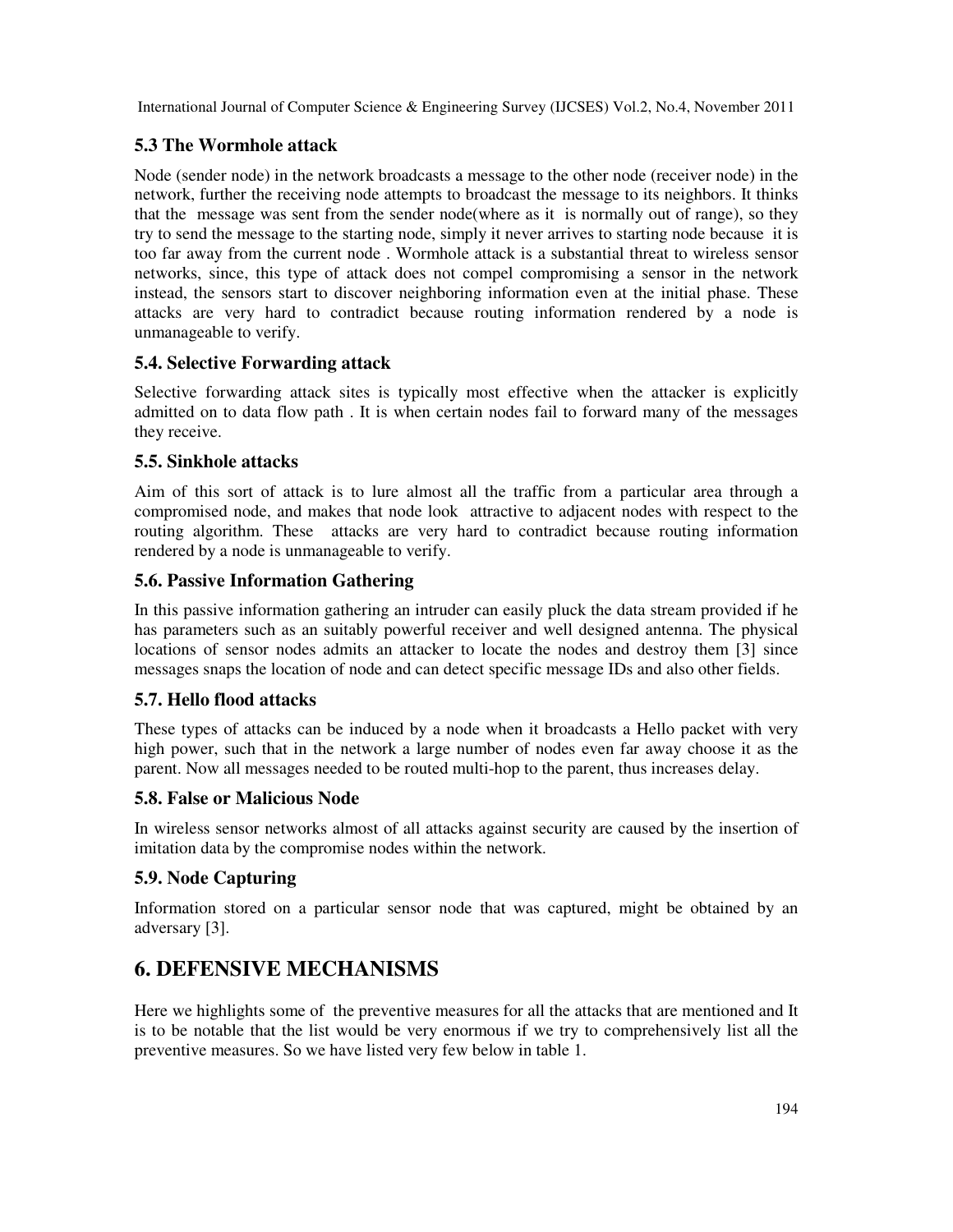### 5.3 The Wormhole attack

Node (sender node) in the network broadcasts a message to the other node (receiver node) in the network, further the receiving node attempts to broadcast the message to its neighbors. It thinks that the message was sent from the sender node(where as it is normally out of range), so they try to send the message to the starting node, simply it never arrives to starting node because it is too far away from the current node . Wormhole attack is a substantial threat to wireless sensor networks, since, this type of attack does not compel compromising a sensor in the network instead, the sensors start to discover neighboring information even at the initial phase. These attacks are very hard to contradict because routing information rendered by a node is unmanageable to verify.

### 5.4. Selective Forwarding attack

Selective forwarding attack sites is typically most effective when the attacker is explicitly admitted on to data flow path . It is when certain nodes fail to forward many of the messages they receive.

### 5.5. Sinkhole attacks

Aim of this sort of attack is to lure almost all the traffic from a particular area through a compromised node, and makes that node look attractive to adjacent nodes with respect to the routing algorithm. These attacks are very hard to contradict because routing information rendered by a node is unmanageable to verify.

### 5.6. Passive Information Gathering

In this passive information gathering an intruder can easily pluck the data stream provided if he has parameters such as an suitably powerful receiver and well designed antenna. The physical locations of sensor nodes admits an attacker to locate the nodes and destroy them [3] since messages snaps the location of node and can detect specific message IDs and also other fields.

### 5.7. Hello flood attacks

These types of attacks can be induced by a node when it broadcasts a Hello packet with very high power, such that in the network a large number of nodes even far away choose it as the parent. Now all messages needed to be routed multi-hop to the parent, thus increases delay.

### 5.8. False or Malicious Node

In wireless sensor networks almost of all attacks against security are caused by the insertion of imitation data by the compromise nodes within the network.

### 5.9. Node Capturing

Information stored on a particular sensor node that was captured, might be obtained by an adversary [3].

## 6. DEFENSIVE MECHANISMS

Here we highlights some of the preventive measures for all the attacks that are mentioned and It is to be notable that the list would be very enormous if we try to comprehensively list all the preventive measures. So we have listed very few below in table 1.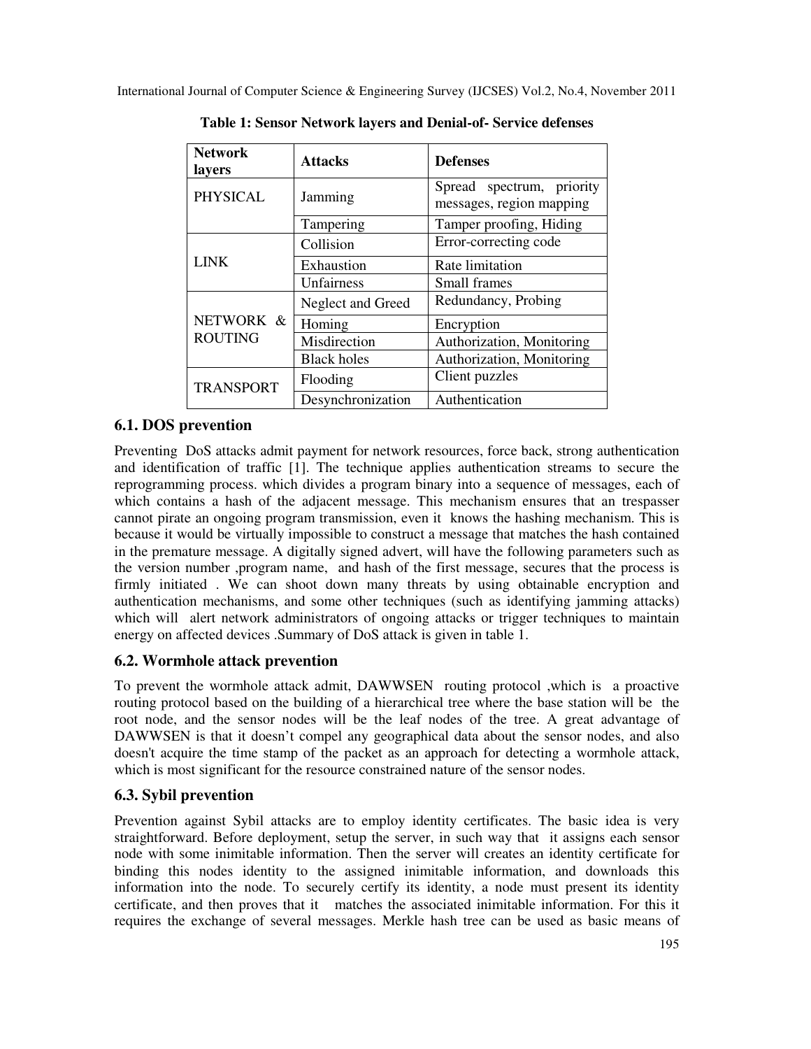**Table 1: Sensor Network layers and Denial-of- Service defenses**

| Network layers | Attacks | Defenses |
|---|---|---|
| PHYSICAL | Jamming | Spread spectrum, priority messages, region mapping |
| | Tampering | Tamper proofing, Hiding |
| LINK | Collision | Error-correcting code |
| | Exhaustion | Rate limitation |
| | Unfairness | Small frames |
| NETWORK & ROUTING | Neglect and Greed | Redundancy, Probing |
| | Homing | Encryption |
| | Misdirection | Authorization, Monitoring |
| | Black holes | Authorization, Monitoring |
| TRANSPORT | Flooding | Client puzzles |
| | Desynchronization | Authentication |

### 6.1. DOS prevention

Preventing DoS attacks admit payment for network resources, force back, strong authentication and identification of traffic [1]. The technique applies authentication streams to secure the reprogramming process. which divides a program binary into a sequence of messages, each of which contains a hash of the adjacent message. This mechanism ensures that an trespasser cannot pirate an ongoing program transmission, even it knows the hashing mechanism. This is because it would be virtually impossible to construct a message that matches the hash contained in the premature message. A digitally signed advert, will have the following parameters such as the version number ,program name, and hash of the first message, secures that the process is firmly initiated . We can shoot down many threats by using obtainable encryption and authentication mechanisms, and some other techniques (such as identifying jamming attacks) which will alert network administrators of ongoing attacks or trigger techniques to maintain energy on affected devices .Summary of DoS attack is given in table 1.

### 6.2. Wormhole attack prevention

To prevent the wormhole attack admit, DAWWSEN routing protocol ,which is a proactive routing protocol based on the building of a hierarchical tree where the base station will be the root node, and the sensor nodes will be the leaf nodes of the tree. A great advantage of DAWWSEN is that it doesn't compel any geographical data about the sensor nodes, and also doesn't acquire the time stamp of the packet as an approach for detecting a wormhole attack, which is most significant for the resource constrained nature of the sensor nodes.

### 6.3. Sybil prevention

Prevention against Sybil attacks are to employ identity certificates. The basic idea is very straightforward. Before deployment, setup the server, in such way that it assigns each sensor node with some inimitable information. Then the server will creates an identity certificate for binding this nodes identity to the assigned inimitable information, and downloads this information into the node. To securely certify its identity, a node must present its identity certificate, and then proves that it matches the associated inimitable information. For this it requires the exchange of several messages. Merkle hash tree can be used as basic means of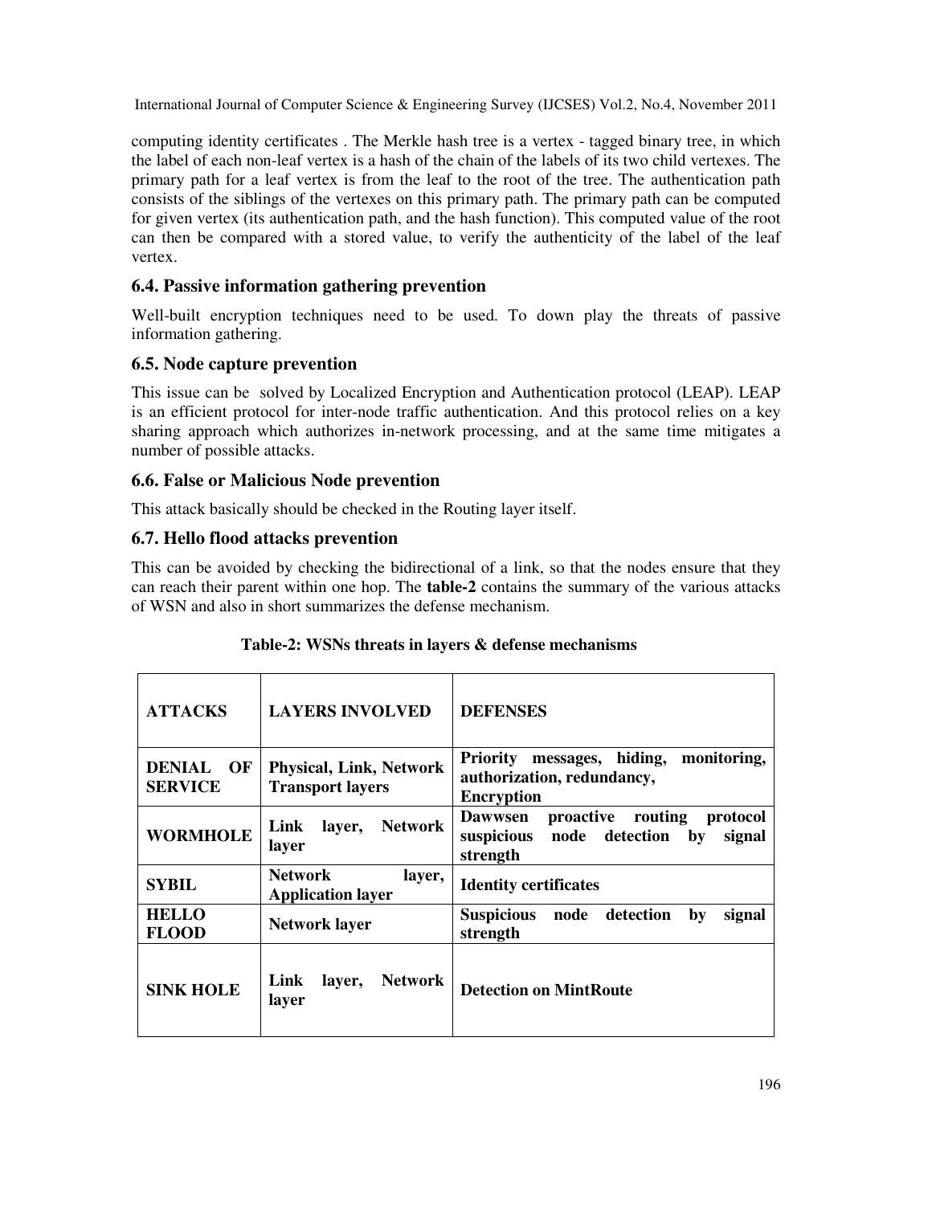computing identity certificates . The Merkle hash tree is a vertex - tagged binary tree, in which the label of each non-leaf vertex is a hash of the chain of the labels of its two child vertexes. The primary path for a leaf vertex is from the leaf to the root of the tree. The authentication path consists of the siblings of the vertexes on this primary path. The primary path can be computed for given vertex (its authentication path, and the hash function). This computed value of the root can then be compared with a stored value, to verify the authenticity of the label of the leaf vertex.

### 6.4. Passive information gathering prevention

Well-built encryption techniques need to be used. To down play the threats of passive information gathering.

### 6.5. Node capture prevention

This issue can be solved by Localized Encryption and Authentication protocol (LEAP). LEAP is an efficient protocol for inter-node traffic authentication. And this protocol relies on a key sharing approach which authorizes in-network processing, and at the same time mitigates a number of possible attacks.

### 6.6. False or Malicious Node prevention

This attack basically should be checked in the Routing layer itself.

### 6.7. Hello flood attacks prevention

This can be avoided by checking the bidirectional of a link, so that the nodes ensure that they can reach their parent within one hop. The **table-2** contains the summary of the various attacks of WSN and also in short summarizes the defense mechanism.

**Table-2: WSNs threats in layers & defense mechanisms**

| ATTACKS | LAYERS INVOLVED | DEFENSES |
|---|---|---|
| **DENIAL OF SERVICE** | **Physical, Link, Network Transport layers** | **Priority messages, hiding, monitoring, authorization, redundancy, Encryption** |
| **WORMHOLE** | **Link layer, Network layer** | **Dawwsen proactive routing protocol suspicious node detection by signal strength** |
| **SYBIL** | **Network layer, Application layer** | **Identity certificates** |
| **HELLO FLOOD** | **Network layer** | **Suspicious node detection by signal strength** |
| **SINK HOLE** | **Link layer, Network layer** | **Detection on MintRoute** |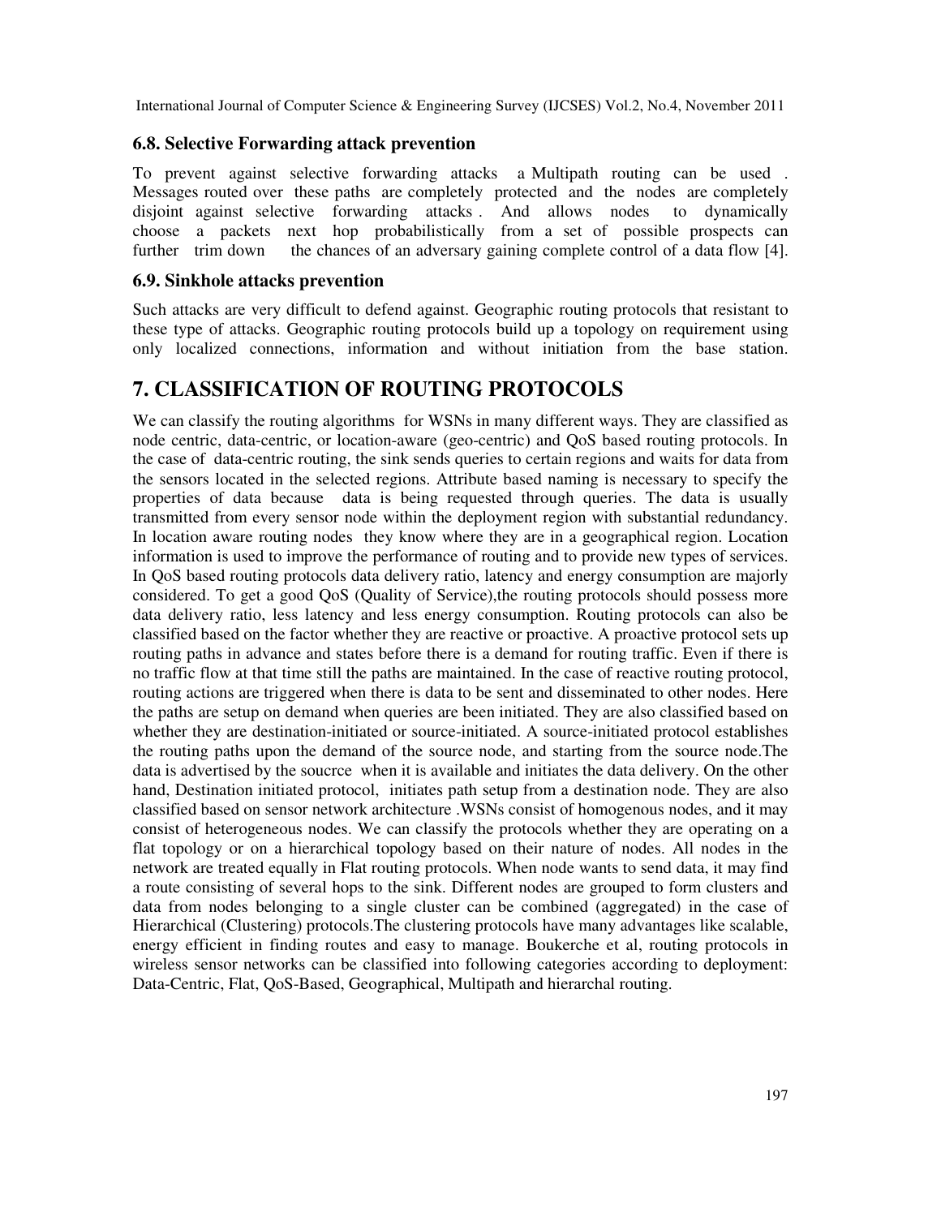### 6.8. Selective Forwarding attack prevention

To prevent against selective forwarding attacks a Multipath routing can be used . Messages routed over these paths are completely protected and the nodes are completely disjoint against selective forwarding attacks . And allows nodes to dynamically choose a packets next hop probabilistically from a set of possible prospects can further trim down the chances of an adversary gaining complete control of a data flow [4].

### 6.9. Sinkhole attacks prevention

Such attacks are very difficult to defend against. Geographic routing protocols that resistant to these type of attacks. Geographic routing protocols build up a topology on requirement using only localized connections, information and without initiation from the base station.

## 7. CLASSIFICATION OF ROUTING PROTOCOLS

We can classify the routing algorithms for WSNs in many different ways. They are classified as node centric, data-centric, or location-aware (geo-centric) and QoS based routing protocols. In the case of data-centric routing, the sink sends queries to certain regions and waits for data from the sensors located in the selected regions. Attribute based naming is necessary to specify the properties of data because data is being requested through queries. The data is usually transmitted from every sensor node within the deployment region with substantial redundancy. In location aware routing nodes they know where they are in a geographical region. Location information is used to improve the performance of routing and to provide new types of services. In QoS based routing protocols data delivery ratio, latency and energy consumption are majorly considered. To get a good QoS (Quality of Service),the routing protocols should possess more data delivery ratio, less latency and less energy consumption. Routing protocols can also be classified based on the factor whether they are reactive or proactive. A proactive protocol sets up routing paths in advance and states before there is a demand for routing traffic. Even if there is no traffic flow at that time still the paths are maintained. In the case of reactive routing protocol, routing actions are triggered when there is data to be sent and disseminated to other nodes. Here the paths are setup on demand when queries are been initiated. They are also classified based on whether they are destination-initiated or source-initiated. A source-initiated protocol establishes the routing paths upon the demand of the source node, and starting from the source node.The data is advertised by the soucrce when it is available and initiates the data delivery. On the other hand, Destination initiated protocol, initiates path setup from a destination node. They are also classified based on sensor network architecture .WSNs consist of homogenous nodes, and it may consist of heterogeneous nodes. We can classify the protocols whether they are operating on a flat topology or on a hierarchical topology based on their nature of nodes. All nodes in the network are treated equally in Flat routing protocols. When node wants to send data, it may find a route consisting of several hops to the sink. Different nodes are grouped to form clusters and data from nodes belonging to a single cluster can be combined (aggregated) in the case of Hierarchical (Clustering) protocols.The clustering protocols have many advantages like scalable, energy efficient in finding routes and easy to manage. Boukerche et al, routing protocols in wireless sensor networks can be classified into following categories according to deployment: Data-Centric, Flat, QoS-Based, Geographical, Multipath and hierarchal routing.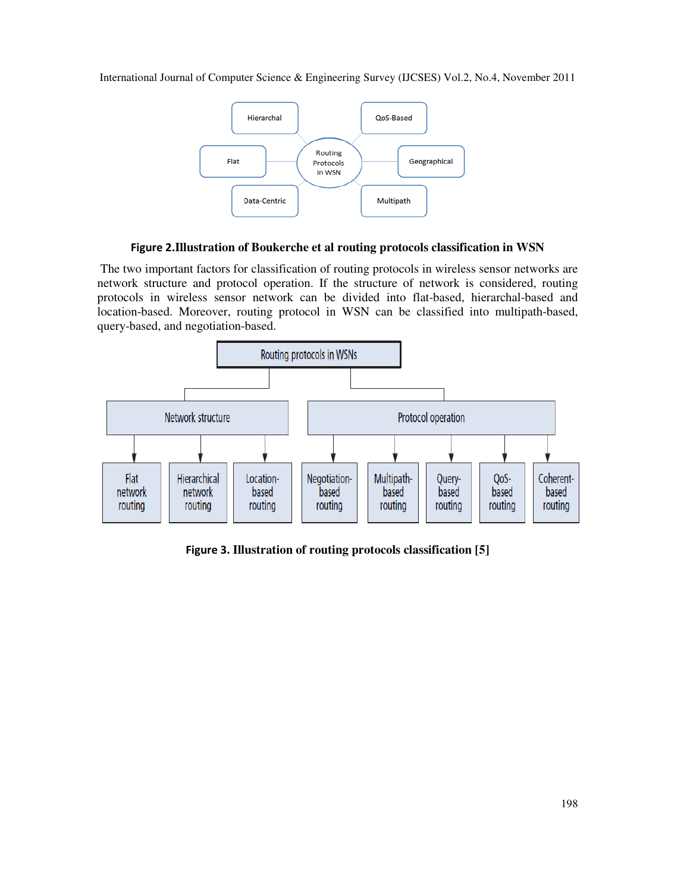**Figure 2.Illustration of Boukerche et al routing protocols classification in WSN**

The two important factors for classification of routing protocols in wireless sensor networks are network structure and protocol operation. If the structure of network is considered, routing protocols in wireless sensor network can be divided into flat-based, hierarchal-based and location-based. Moreover, routing protocol in WSN can be classified into multipath-based, query-based, and negotiation-based.

**Figure 3. Illustration of routing protocols classification [5]**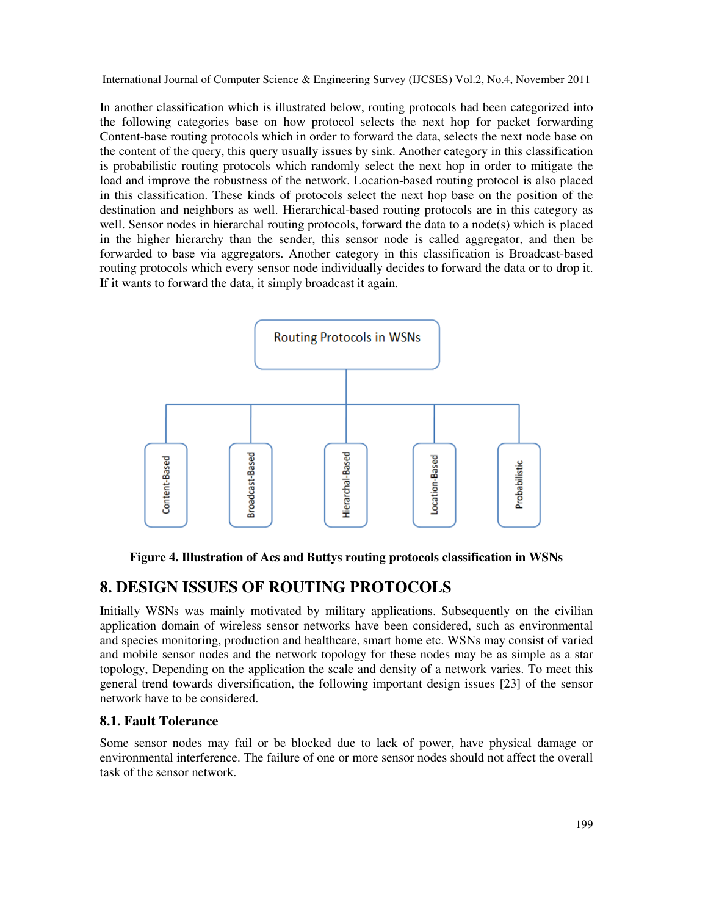In another classification which is illustrated below, routing protocols had been categorized into the following categories base on how protocol selects the next hop for packet forwarding Content-base routing protocols which in order to forward the data, selects the next node base on the content of the query, this query usually issues by sink. Another category in this classification is probabilistic routing protocols which randomly select the next hop in order to mitigate the load and improve the robustness of the network. Location-based routing protocol is also placed in this classification. These kinds of protocols select the next hop base on the position of the destination and neighbors as well. Hierarchical-based routing protocols are in this category as well. Sensor nodes in hierarchal routing protocols, forward the data to a node(s) which is placed in the higher hierarchy than the sender, this sensor node is called aggregator, and then be forwarded to base via aggregators. Another category in this classification is Broadcast-based routing protocols which every sensor node individually decides to forward the data or to drop it. If it wants to forward the data, it simply broadcast it again.

Routing Protocols in WSNs

Content-Based

Broadcast-Based

Hierarchal-Based

Location-Based

Probabilistic

**Figure 4. Illustration of Acs and Buttys routing protocols classification in WSNs**

## 8. DESIGN ISSUES OF ROUTING PROTOCOLS

Initially WSNs was mainly motivated by military applications. Subsequently on the civilian application domain of wireless sensor networks have been considered, such as environmental and species monitoring, production and healthcare, smart home etc. WSNs may consist of varied and mobile sensor nodes and the network topology for these nodes may be as simple as a star topology, Depending on the application the scale and density of a network varies. To meet this general trend towards diversification, the following important design issues [23] of the sensor network have to be considered.

### 8.1. Fault Tolerance

Some sensor nodes may fail or be blocked due to lack of power, have physical damage or environmental interference. The failure of one or more sensor nodes should not affect the overall task of the sensor network.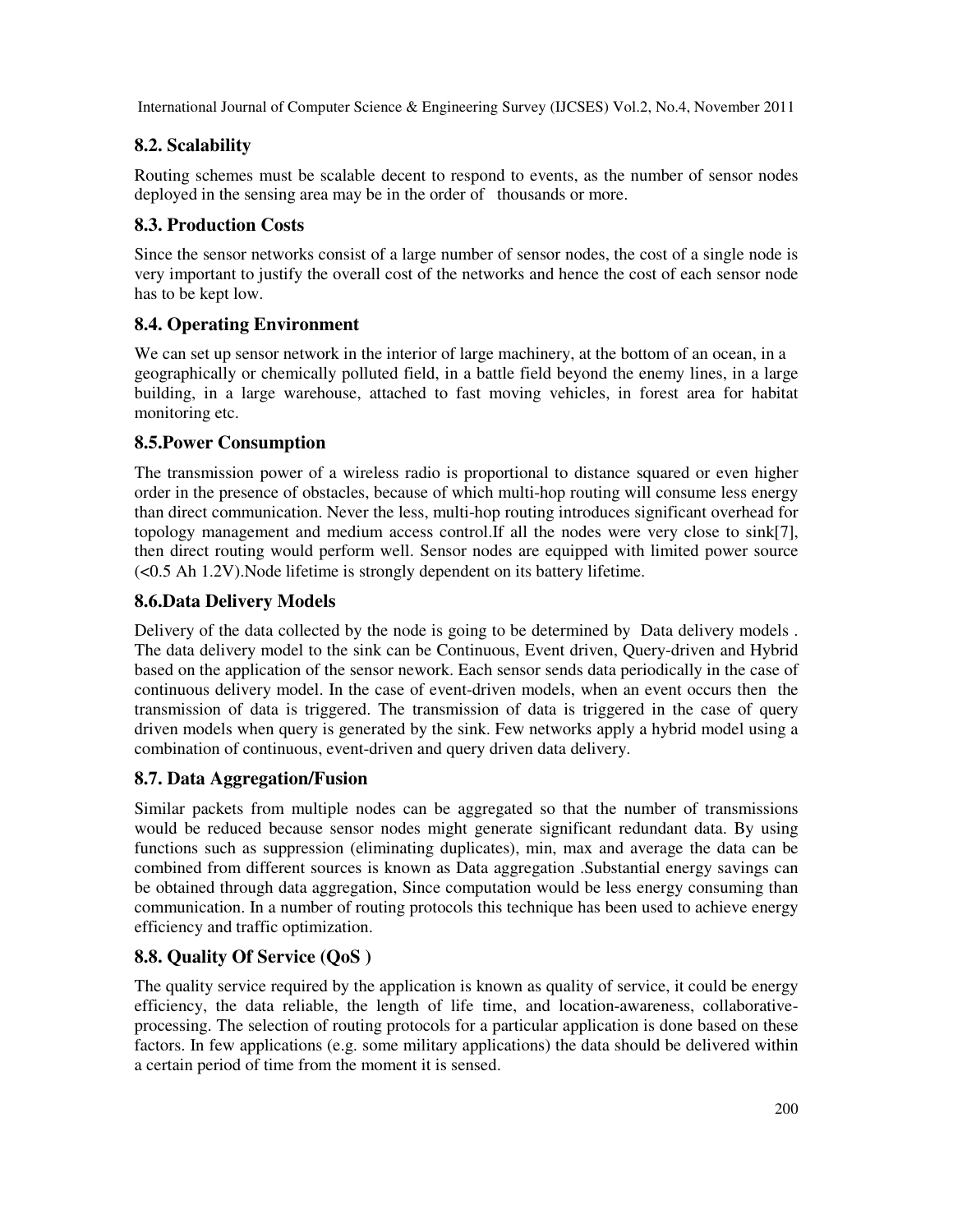## 8.2. Scalability

Routing schemes must be scalable decent to respond to events, as the number of sensor nodes deployed in the sensing area may be in the order of thousands or more.

## 8.3. Production Costs

Since the sensor networks consist of a large number of sensor nodes, the cost of a single node is very important to justify the overall cost of the networks and hence the cost of each sensor node has to be kept low.

## 8.4. Operating Environment

We can set up sensor network in the interior of large machinery, at the bottom of an ocean, in a geographically or chemically polluted field, in a battle field beyond the enemy lines, in a large building, in a large warehouse, attached to fast moving vehicles, in forest area for habitat monitoring etc.

## 8.5.Power Consumption

The transmission power of a wireless radio is proportional to distance squared or even higher order in the presence of obstacles, because of which multi-hop routing will consume less energy than direct communication. Never the less, multi-hop routing introduces significant overhead for topology management and medium access control.If all the nodes were very close to sink[7], then direct routing would perform well. Sensor nodes are equipped with limited power source (<0.5 Ah 1.2V).Node lifetime is strongly dependent on its battery lifetime.

## 8.6.Data Delivery Models

Delivery of the data collected by the node is going to be determined by Data delivery models . The data delivery model to the sink can be Continuous, Event driven, Query-driven and Hybrid based on the application of the sensor nework. Each sensor sends data periodically in the case of continuous delivery model. In the case of event-driven models, when an event occurs then the transmission of data is triggered. The transmission of data is triggered in the case of query driven models when query is generated by the sink. Few networks apply a hybrid model using a combination of continuous, event-driven and query driven data delivery.

## 8.7. Data Aggregation/Fusion

Similar packets from multiple nodes can be aggregated so that the number of transmissions would be reduced because sensor nodes might generate significant redundant data. By using functions such as suppression (eliminating duplicates), min, max and average the data can be combined from different sources is known as Data aggregation .Substantial energy savings can be obtained through data aggregation, Since computation would be less energy consuming than communication. In a number of routing protocols this technique has been used to achieve energy efficiency and traffic optimization.

## 8.8. Quality Of Service (QoS )

The quality service required by the application is known as quality of service, it could be energy efficiency, the data reliable, the length of life time, and location-awareness, collaborative-processing. The selection of routing protocols for a particular application is done based on these factors. In few applications (e.g. some military applications) the data should be delivered within a certain period of time from the moment it is sensed.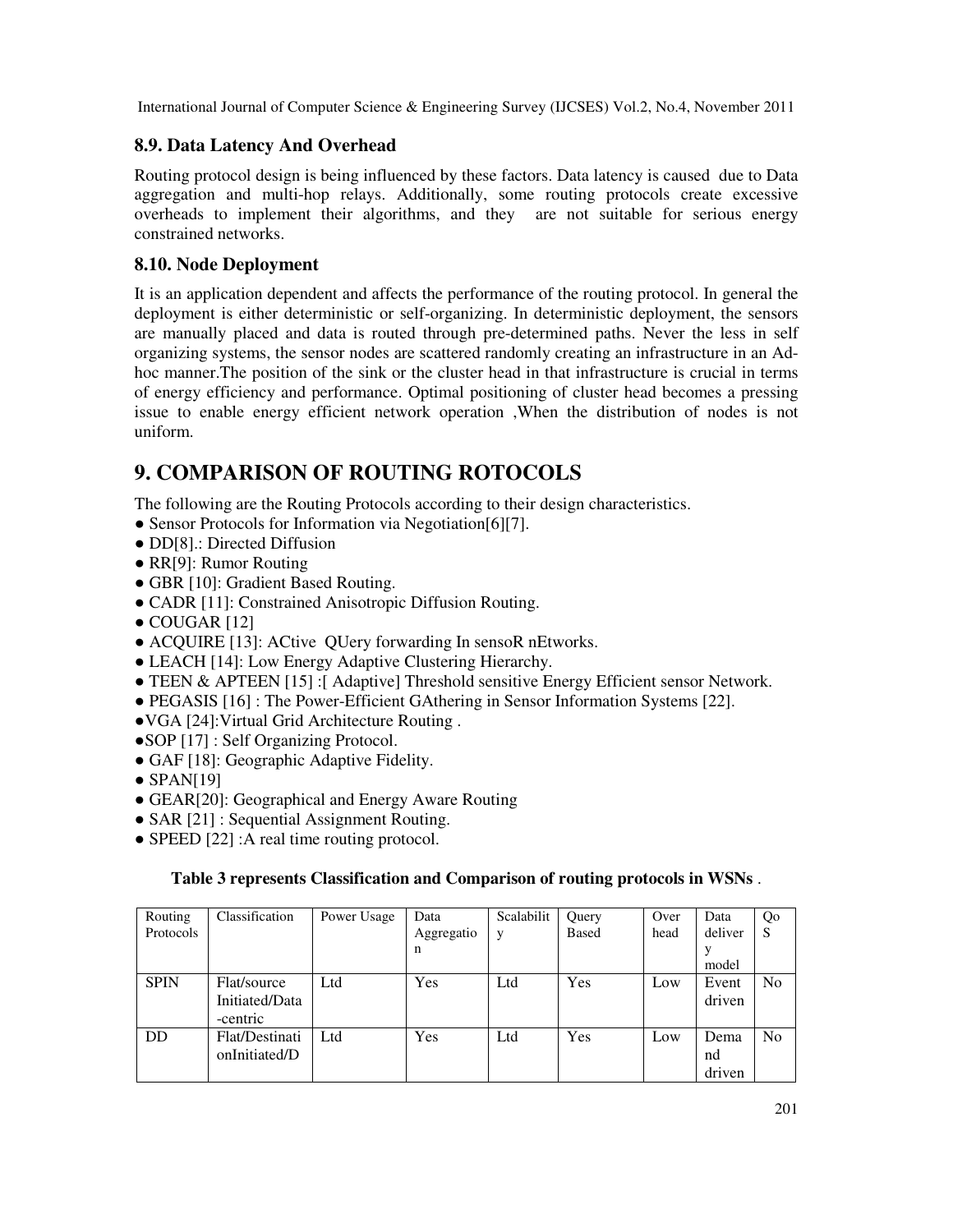### 8.9. Data Latency And Overhead

Routing protocol design is being influenced by these factors. Data latency is caused due to Data aggregation and multi-hop relays. Additionally, some routing protocols create excessive overheads to implement their algorithms, and they are not suitable for serious energy constrained networks.

### 8.10. Node Deployment

It is an application dependent and affects the performance of the routing protocol. In general the deployment is either deterministic or self-organizing. In deterministic deployment, the sensors are manually placed and data is routed through pre-determined paths. Never the less in self organizing systems, the sensor nodes are scattered randomly creating an infrastructure in an Ad-hoc manner.The position of the sink or the cluster head in that infrastructure is crucial in terms of energy efficiency and performance. Optimal positioning of cluster head becomes a pressing issue to enable energy efficient network operation ,When the distribution of nodes is not uniform.

## 9. COMPARISON OF ROUTING ROTOCOLS

The following are the Routing Protocols according to their design characteristics.

- Sensor Protocols for Information via Negotiation[6][7].
- DD[8].: Directed Diffusion
- RR[9]: Rumor Routing
- GBR [10]: Gradient Based Routing.
- CADR [11]: Constrained Anisotropic Diffusion Routing.
- COUGAR [12]
- ACQUIRE [13]: ACtive QUery forwarding In sensoR nEtworks.
- LEACH [14]: Low Energy Adaptive Clustering Hierarchy.
- TEEN & APTEEN [15] :[ Adaptive] Threshold sensitive Energy Efficient sensor Network.
- PEGASIS [16] : The Power-Efficient GAthering in Sensor Information Systems [22].
- VGA [24]:Virtual Grid Architecture Routing .
- SOP [17] : Self Organizing Protocol.
- GAF [18]: Geographic Adaptive Fidelity.
- SPAN[19]
- GEAR[20]: Geographical and Energy Aware Routing
- SAR [21] : Sequential Assignment Routing.
- SPEED [22] :A real time routing protocol.

**Table 3 represents Classification and Comparison of routing protocols in WSNs** .

| Routing Protocols | Classification | Power Usage | Data Aggregation | Scalability | Query Based | Over head | Data delivery model | QoS |
|---|---|---|---|---|---|---|---|---|
| SPIN | Flat/source Initiated/Data-centric | Ltd | Yes | Ltd | Yes | Low | Event driven | No |
| DD | Flat/DestinationInitiated/D | Ltd | Yes | Ltd | Yes | Low | Demand driven | No |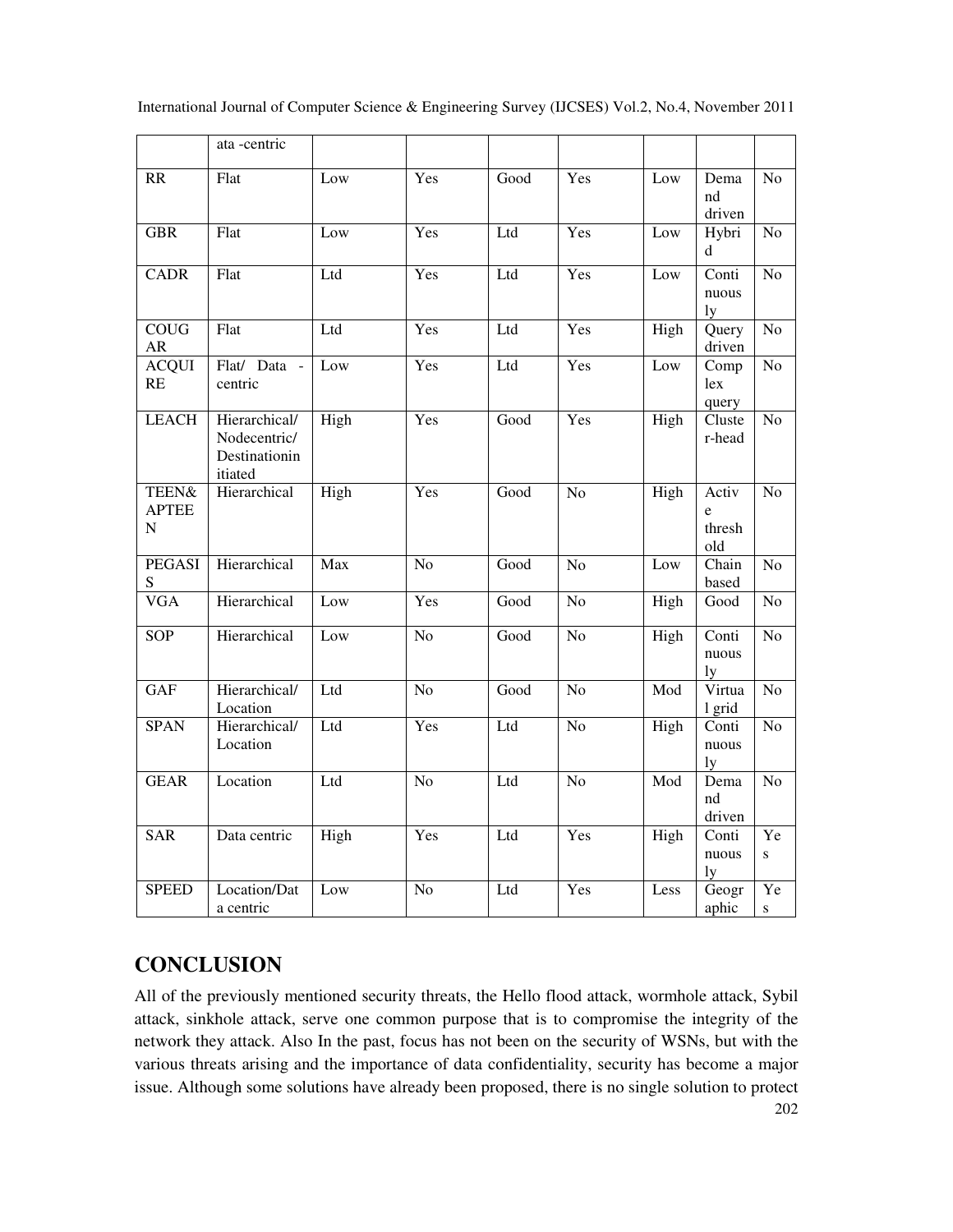|  | ata -centric |  |  |  |  |  |  |  |
| --- | --- | --- | --- | --- | --- | --- | --- | --- |
| RR | Flat | Low | Yes | Good | Yes | Low | Demand driven | No |
| GBR | Flat | Low | Yes | Ltd | Yes | Low | Hybrid | No |
| CADR | Flat | Ltd | Yes | Ltd | Yes | Low | Continuously | No |
| COUGAR | Flat | Ltd | Yes | Ltd | Yes | High | Query driven | No |
| ACQUIRE | Flat/ Data - centric | Low | Yes | Ltd | Yes | Low | Complex query | No |
| LEACH | Hierarchical/ Nodecentric/ Destinationinitiated | High | Yes | Good | Yes | High | Cluster-head | No |
| TEEN& APTEEN | Hierarchical | High | Yes | Good | No | High | Active threshold | No |
| PEGASIS | Hierarchical | Max | No | Good | No | Low | Chain based | No |
| VGA | Hierarchical | Low | Yes | Good | No | High | Good | No |
| SOP | Hierarchical | Low | No | Good | No | High | Continuously | No |
| GAF | Hierarchical/ Location | Ltd | No | Good | No | Mod | Virtual grid | No |
| SPAN | Hierarchical/ Location | Ltd | Yes | Ltd | No | High | Continuously | No |
| GEAR | Location | Ltd | No | Ltd | No | Mod | Demand driven | No |
| SAR | Data centric | High | Yes | Ltd | Yes | High | Continuously | Yes |
| SPEED | Location/Data centric | Low | No | Ltd | Yes | Less | Geographic | Yes |

## CONCLUSION

All of the previously mentioned security threats, the Hello flood attack, wormhole attack, Sybil attack, sinkhole attack, serve one common purpose that is to compromise the integrity of the network they attack. Also In the past, focus has not been on the security of WSNs, but with the various threats arising and the importance of data confidentiality, security has become a major issue. Although some solutions have already been proposed, there is no single solution to protect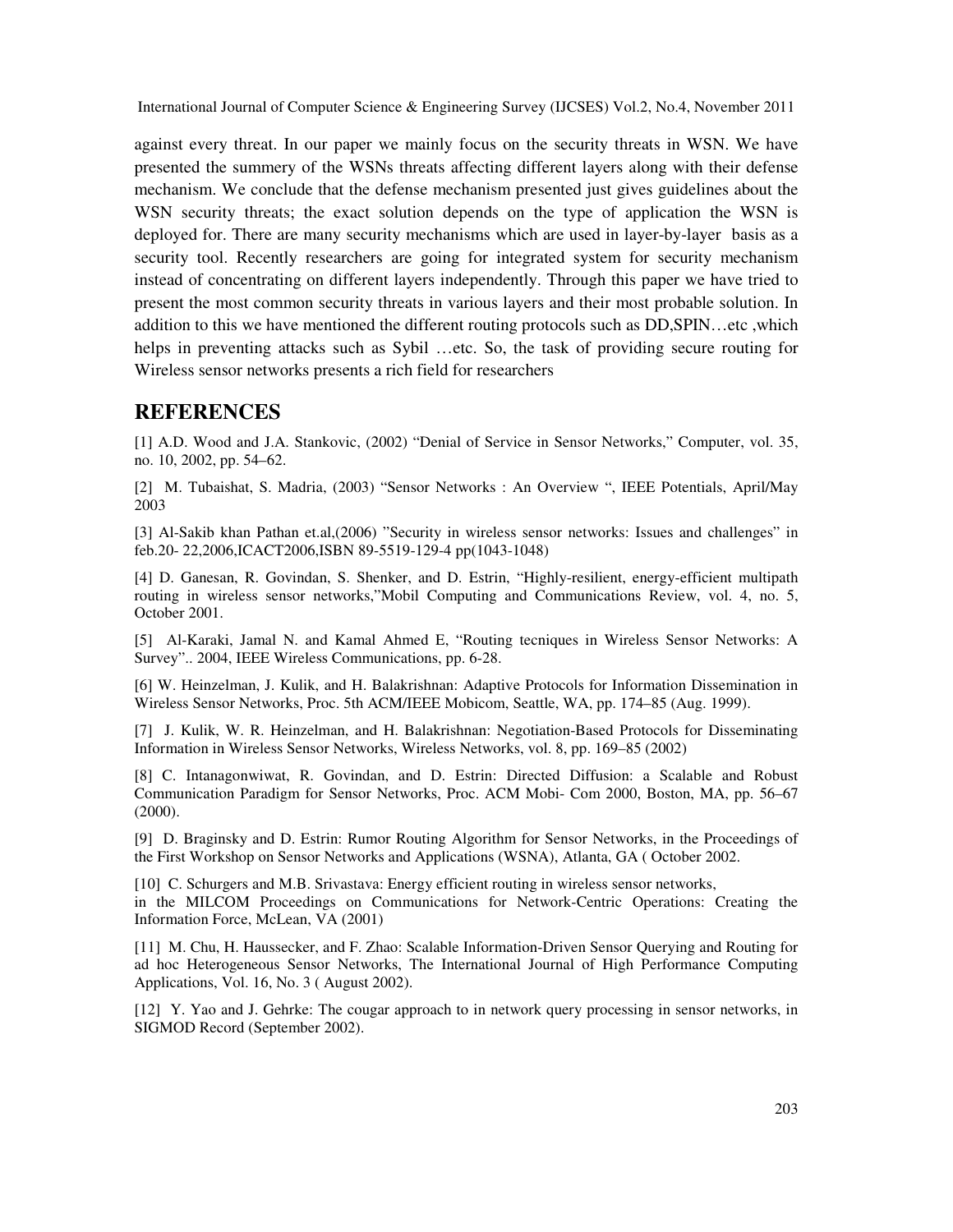against every threat. In our paper we mainly focus on the security threats in WSN. We have presented the summery of the WSNs threats affecting different layers along with their defense mechanism. We conclude that the defense mechanism presented just gives guidelines about the WSN security threats; the exact solution depends on the type of application the WSN is deployed for. There are many security mechanisms which are used in layer-by-layer basis as a security tool. Recently researchers are going for integrated system for security mechanism instead of concentrating on different layers independently. Through this paper we have tried to present the most common security threats in various layers and their most probable solution. In addition to this we have mentioned the different routing protocols such as DD,SPIN…etc ,which helps in preventing attacks such as Sybil …etc. So, the task of providing secure routing for Wireless sensor networks presents a rich field for researchers

## REFERENCES

[1] A.D. Wood and J.A. Stankovic, (2002) "Denial of Service in Sensor Networks," Computer, vol. 35, no. 10, 2002, pp. 54–62.

[2] M. Tubaishat, S. Madria, (2003) "Sensor Networks : An Overview ", IEEE Potentials, April/May 2003

[3] Al-Sakib khan Pathan et.al,(2006) "Security in wireless sensor networks: Issues and challenges" in feb.20- 22,2006,ICACT2006,ISBN 89-5519-129-4 pp(1043-1048)

[4] D. Ganesan, R. Govindan, S. Shenker, and D. Estrin, "Highly-resilient, energy-efficient multipath routing in wireless sensor networks,"Mobil Computing and Communications Review, vol. 4, no. 5, October 2001.

[5] Al-Karaki, Jamal N. and Kamal Ahmed E, "Routing tecniques in Wireless Sensor Networks: A Survey".. 2004, IEEE Wireless Communications, pp. 6-28.

[6] W. Heinzelman, J. Kulik, and H. Balakrishnan: Adaptive Protocols for Information Dissemination in Wireless Sensor Networks, Proc. 5th ACM/IEEE Mobicom, Seattle, WA, pp. 174–85 (Aug. 1999).

[7] J. Kulik, W. R. Heinzelman, and H. Balakrishnan: Negotiation-Based Protocols for Disseminating Information in Wireless Sensor Networks, Wireless Networks, vol. 8, pp. 169–85 (2002)

[8] C. Intanagonwiwat, R. Govindan, and D. Estrin: Directed Diffusion: a Scalable and Robust Communication Paradigm for Sensor Networks, Proc. ACM Mobi- Com 2000, Boston, MA, pp. 56–67 (2000).

[9] D. Braginsky and D. Estrin: Rumor Routing Algorithm for Sensor Networks, in the Proceedings of the First Workshop on Sensor Networks and Applications (WSNA), Atlanta, GA ( October 2002.

[10] C. Schurgers and M.B. Srivastava: Energy efficient routing in wireless sensor networks, in the MILCOM Proceedings on Communications for Network-Centric Operations: Creating the Information Force, McLean, VA (2001)

[11] M. Chu, H. Haussecker, and F. Zhao: Scalable Information-Driven Sensor Querying and Routing for ad hoc Heterogeneous Sensor Networks, The International Journal of High Performance Computing Applications, Vol. 16, No. 3 ( August 2002).

[12] Y. Yao and J. Gehrke: The cougar approach to in network query processing in sensor networks, in SIGMOD Record (September 2002).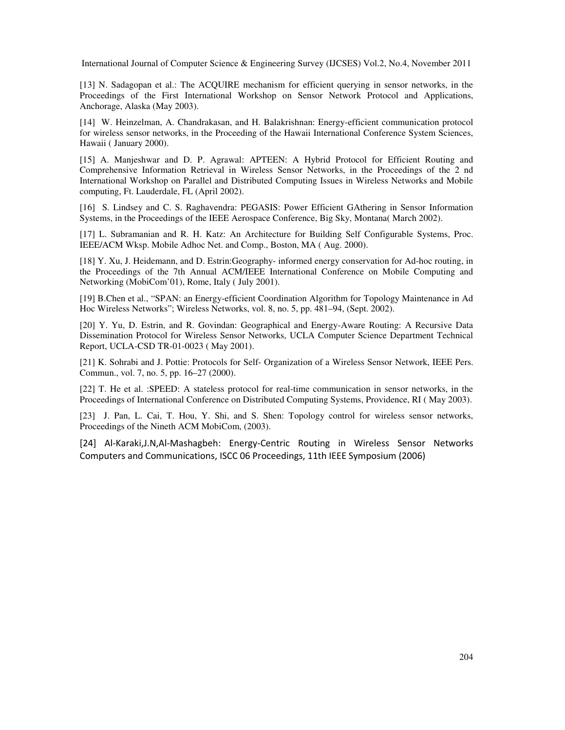[13] N. Sadagopan et al.: The ACQUIRE mechanism for efficient querying in sensor networks, in the Proceedings of the First International Workshop on Sensor Network Protocol and Applications, Anchorage, Alaska (May 2003).

[14] W. Heinzelman, A. Chandrakasan, and H. Balakrishnan: Energy-efficient communication protocol for wireless sensor networks, in the Proceeding of the Hawaii International Conference System Sciences, Hawaii ( January 2000).

[15] A. Manjeshwar and D. P. Agrawal: APTEEN: A Hybrid Protocol for Efficient Routing and Comprehensive Information Retrieval in Wireless Sensor Networks, in the Proceedings of the 2 nd International Workshop on Parallel and Distributed Computing Issues in Wireless Networks and Mobile computing, Ft. Lauderdale, FL (April 2002).

[16] S. Lindsey and C. S. Raghavendra: PEGASIS: Power Efficient GAthering in Sensor Information Systems, in the Proceedings of the IEEE Aerospace Conference, Big Sky, Montana( March 2002).

[17] L. Subramanian and R. H. Katz: An Architecture for Building Self Configurable Systems, Proc. IEEE/ACM Wksp. Mobile Adhoc Net. and Comp., Boston, MA ( Aug. 2000).

[18] Y. Xu, J. Heidemann, and D. Estrin:Geography- informed energy conservation for Ad-hoc routing, in the Proceedings of the 7th Annual ACM/IEEE International Conference on Mobile Computing and Networking (MobiCom'01), Rome, Italy ( July 2001).

[19] B.Chen et al., "SPAN: an Energy-efficient Coordination Algorithm for Topology Maintenance in Ad Hoc Wireless Networks"; Wireless Networks, vol. 8, no. 5, pp. 481–94, (Sept. 2002).

[20] Y. Yu, D. Estrin, and R. Govindan: Geographical and Energy-Aware Routing: A Recursive Data Dissemination Protocol for Wireless Sensor Networks, UCLA Computer Science Department Technical Report, UCLA-CSD TR-01-0023 ( May 2001).

[21] K. Sohrabi and J. Pottie: Protocols for Self- Organization of a Wireless Sensor Network, IEEE Pers. Commun., vol. 7, no. 5, pp. 16–27 (2000).

[22] T. He et al. :SPEED: A stateless protocol for real-time communication in sensor networks, in the Proceedings of International Conference on Distributed Computing Systems, Providence, RI ( May 2003).

[23] J. Pan, L. Cai, T. Hou, Y. Shi, and S. Shen: Topology control for wireless sensor networks, Proceedings of the Nineth ACM MobiCom, (2003).

[24] Al-Karaki,J.N,Al-Mashagbeh: Energy-Centric Routing in Wireless Sensor Networks Computers and Communications, ISCC 06 Proceedings, 11th IEEE Symposium (2006)